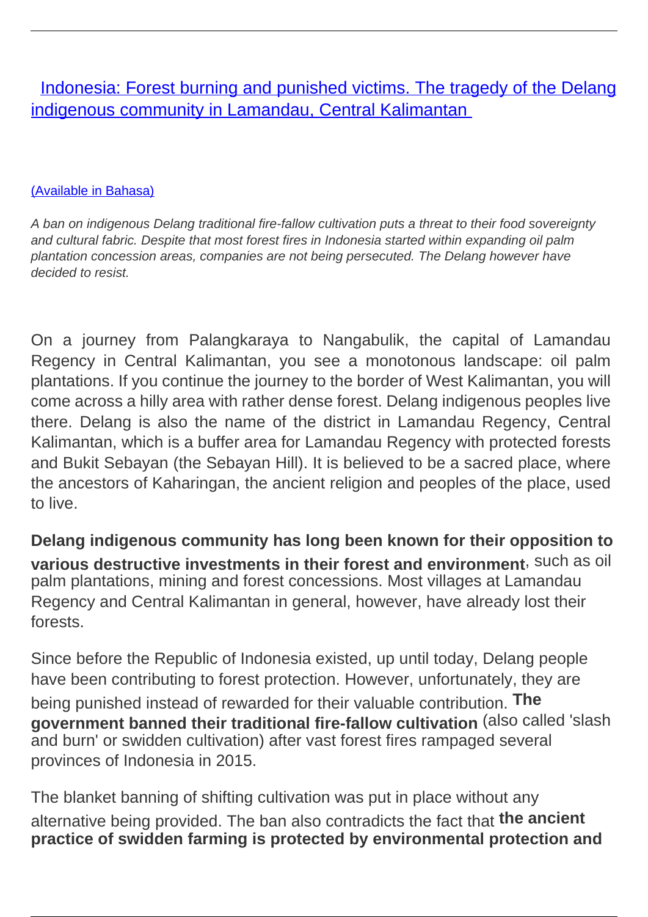# [Indonesia: Forest burning and punished victims. The tragedy of the Delang indigenous community in Lamandau, Central Kalimantan](#)

[(Available in Bahasa)](#)

*A ban on indigenous Delang traditional fire-fallow cultivation puts a threat to their food sovereignty and cultural fabric. Despite that most forest fires in Indonesia started within expanding oil palm plantation concession areas, companies are not being persecuted. The Delang however have decided to resist.*

On a journey from Palangkaraya to Nangabulik, the capital of Lamandau Regency in Central Kalimantan, you see a monotonous landscape: oil palm plantations. If you continue the journey to the border of West Kalimantan, you will come across a hilly area with rather dense forest. Delang indigenous peoples live there. Delang is also the name of the district in Lamandau Regency, Central Kalimantan, which is a buffer area for Lamandau Regency with protected forests and Bukit Sebayan (the Sebayan Hill). It is believed to be a sacred place, where the ancestors of Kaharingan, the ancient religion and peoples of the place, used to live.

**Delang indigenous community has long been known for their opposition to various destructive investments in their forest and environment**, such as oil palm plantations, mining and forest concessions. Most villages at Lamandau Regency and Central Kalimantan in general, however, have already lost their forests.

Since before the Republic of Indonesia existed, up until today, Delang people have been contributing to forest protection. However, unfortunately, they are being punished instead of rewarded for their valuable contribution. **The government banned their traditional fire-fallow cultivation** (also called 'slash and burn' or swidden cultivation) after vast forest fires rampaged several provinces of Indonesia in 2015.

The blanket banning of shifting cultivation was put in place without any alternative being provided. The ban also contradicts the fact that **the ancient practice of swidden farming is protected by environmental protection and**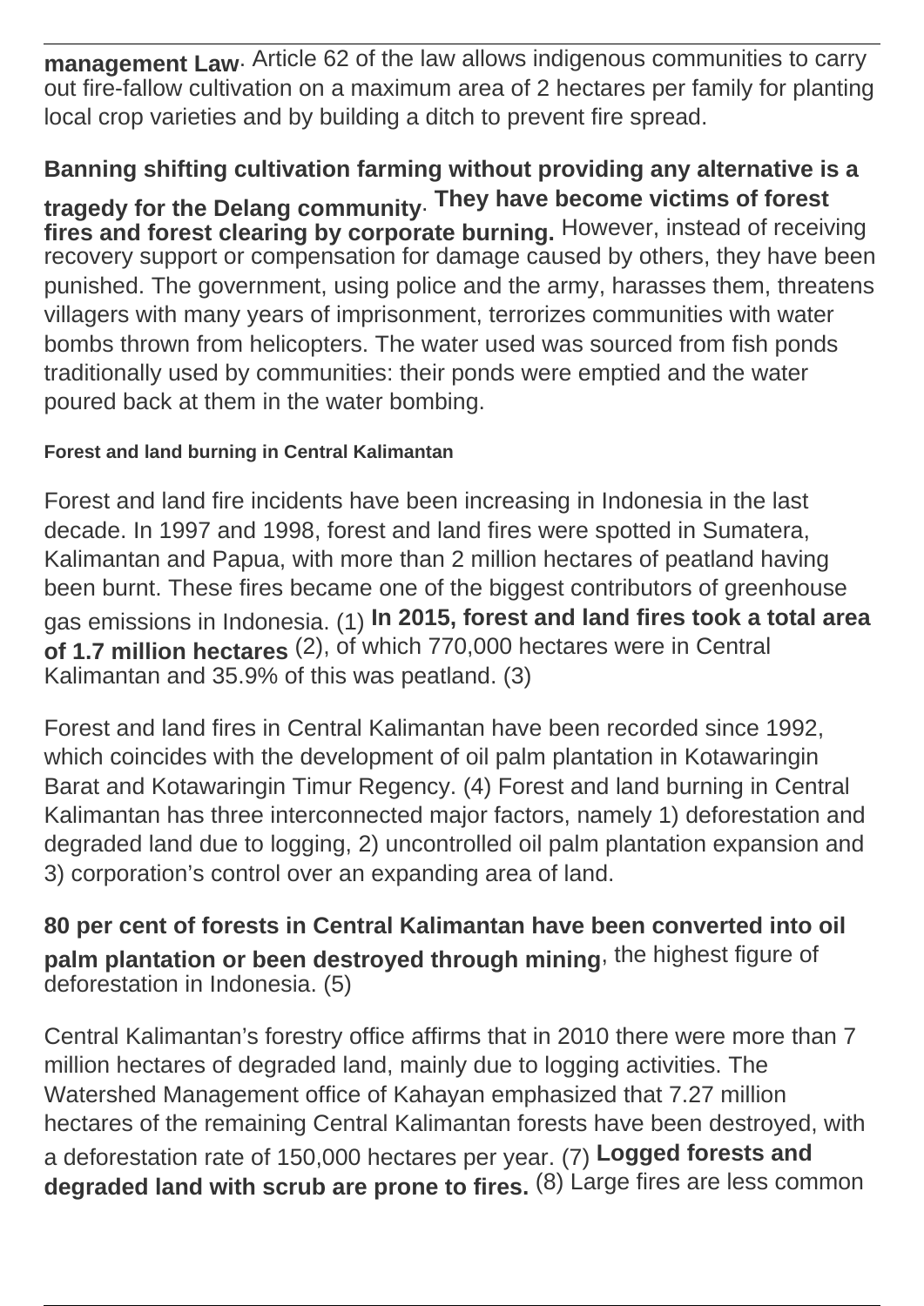**management Law**. Article 62 of the law allows indigenous communities to carry out fire-fallow cultivation on a maximum area of 2 hectares per family for planting local crop varieties and by building a ditch to prevent fire spread.

**Banning shifting cultivation farming without providing any alternative is a tragedy for the Delang community**. **They have become victims of forest fires and forest clearing by corporate burning.** However, instead of receiving recovery support or compensation for damage caused by others, they have been punished. The government, using police and the army, harasses them, threatens villagers with many years of imprisonment, terrorizes communities with water bombs thrown from helicopters. The water used was sourced from fish ponds traditionally used by communities: their ponds were emptied and the water poured back at them in the water bombing.

#### Forest and land burning in Central Kalimantan

Forest and land fire incidents have been increasing in Indonesia in the last decade. In 1997 and 1998, forest and land fires were spotted in Sumatera, Kalimantan and Papua, with more than 2 million hectares of peatland having been burnt. These fires became one of the biggest contributors of greenhouse gas emissions in Indonesia. (1) **In 2015, forest and land fires took a total area of 1.7 million hectares** (2), of which 770,000 hectares were in Central Kalimantan and 35.9% of this was peatland. (3)

Forest and land fires in Central Kalimantan have been recorded since 1992, which coincides with the development of oil palm plantation in Kotawaringin Barat and Kotawaringin Timur Regency. (4) Forest and land burning in Central Kalimantan has three interconnected major factors, namely 1) deforestation and degraded land due to logging, 2) uncontrolled oil palm plantation expansion and 3) corporation's control over an expanding area of land.

**80 per cent of forests in Central Kalimantan have been converted into oil palm plantation or been destroyed through mining**, the highest figure of deforestation in Indonesia. (5)

Central Kalimantan's forestry office affirms that in 2010 there were more than 7 million hectares of degraded land, mainly due to logging activities. The Watershed Management office of Kahayan emphasized that 7.27 million hectares of the remaining Central Kalimantan forests have been destroyed, with a deforestation rate of 150,000 hectares per year. (7) **Logged forests and degraded land with scrub are prone to fires.** (8) Large fires are less common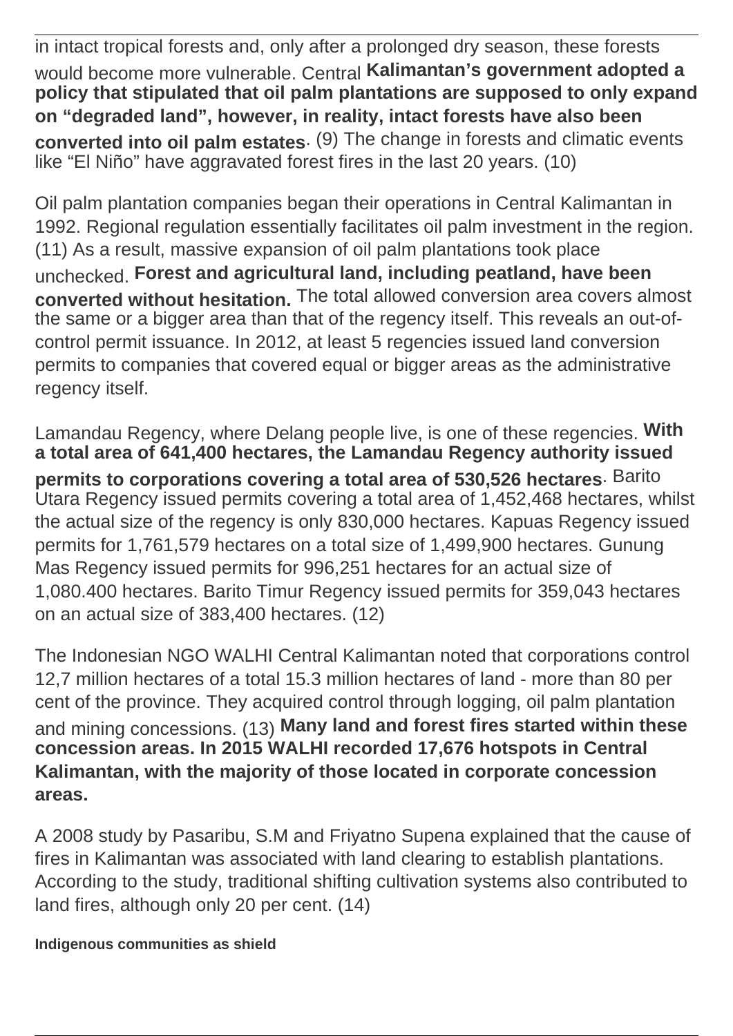in intact tropical forests and, only after a prolonged dry season, these forests would become more vulnerable. Central **Kalimantan's government adopted a policy that stipulated that oil palm plantations are supposed to only expand on "degraded land", however, in reality, intact forests have also been converted into oil palm estates**. (9) The change in forests and climatic events like "El Niño" have aggravated forest fires in the last 20 years. (10)

Oil palm plantation companies began their operations in Central Kalimantan in 1992. Regional regulation essentially facilitates oil palm investment in the region. (11) As a result, massive expansion of oil palm plantations took place unchecked. **Forest and agricultural land, including peatland, have been converted without hesitation.** The total allowed conversion area covers almost the same or a bigger area than that of the regency itself. This reveals an out-of-control permit issuance. In 2012, at least 5 regencies issued land conversion permits to companies that covered equal or bigger areas as the administrative regency itself.

Lamandau Regency, where Delang people live, is one of these regencies. **With a total area of 641,400 hectares, the Lamandau Regency authority issued permits to corporations covering a total area of 530,526 hectares**. Barito Utara Regency issued permits covering a total area of 1,452,468 hectares, whilst the actual size of the regency is only 830,000 hectares. Kapuas Regency issued permits for 1,761,579 hectares on a total size of 1,499,900 hectares. Gunung Mas Regency issued permits for 996,251 hectares for an actual size of 1,080.400 hectares. Barito Timur Regency issued permits for 359,043 hectares on an actual size of 383,400 hectares. (12)

The Indonesian NGO WALHI Central Kalimantan noted that corporations control 12,7 million hectares of a total 15.3 million hectares of land - more than 80 per cent of the province. They acquired control through logging, oil palm plantation and mining concessions. (13) **Many land and forest fires started within these concession areas. In 2015 WALHI recorded 17,676 hotspots in Central Kalimantan, with the majority of those located in corporate concession areas.**

A 2008 study by Pasaribu, S.M and Friyatno Supena explained that the cause of fires in Kalimantan was associated with land clearing to establish plantations. According to the study, traditional shifting cultivation systems also contributed to land fires, although only 20 per cent. (14)

**Indigenous communities as shield**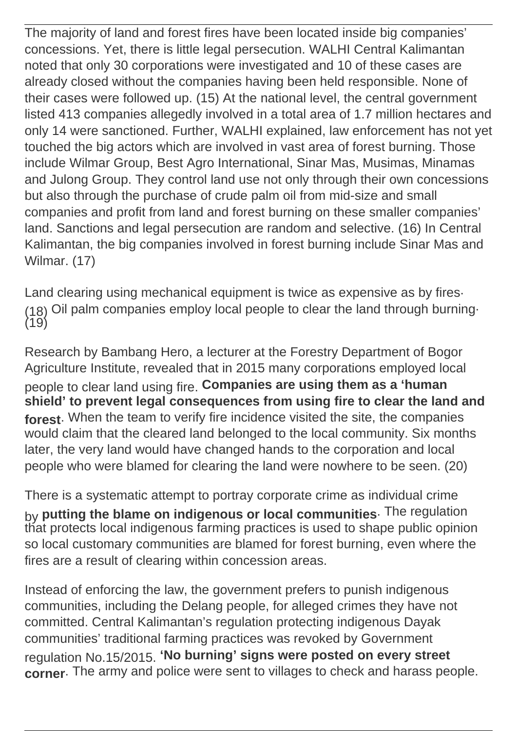The majority of land and forest fires have been located inside big companies' concessions. Yet, there is little legal persecution. WALHI Central Kalimantan noted that only 30 corporations were investigated and 10 of these cases are already closed without the companies having been held responsible. None of their cases were followed up. (15) At the national level, the central government listed 413 companies allegedly involved in a total area of 1.7 million hectares and only 14 were sanctioned. Further, WALHI explained, law enforcement has not yet touched the big actors which are involved in vast area of forest burning. Those include Wilmar Group, Best Agro International, Sinar Mas, Musimas, Minamas and Julong Group. They control land use not only through their own concessions but also through the purchase of crude palm oil from mid-size and small companies and profit from land and forest burning on these smaller companies' land. Sanctions and legal persecution are random and selective. (16) In Central Kalimantan, the big companies involved in forest burning include Sinar Mas and Wilmar. (17)

Land clearing using mechanical equipment is twice as expensive as by fires. (18) Oil palm companies employ local people to clear the land through burning. (19)

Research by Bambang Hero, a lecturer at the Forestry Department of Bogor Agriculture Institute, revealed that in 2015 many corporations employed local people to clear land using fire. **Companies are using them as a 'human shield' to prevent legal consequences from using fire to clear the land and forest**. When the team to verify fire incidence visited the site, the companies would claim that the cleared land belonged to the local community. Six months later, the very land would have changed hands to the corporation and local people who were blamed for clearing the land were nowhere to be seen. (20)

There is a systematic attempt to portray corporate crime as individual crime by **putting the blame on indigenous or local communities**. The regulation that protects local indigenous farming practices is used to shape public opinion so local customary communities are blamed for forest burning, even where the fires are a result of clearing within concession areas.

Instead of enforcing the law, the government prefers to punish indigenous communities, including the Delang people, for alleged crimes they have not committed. Central Kalimantan's regulation protecting indigenous Dayak communities' traditional farming practices was revoked by Government regulation No.15/2015. **'No burning' signs were posted on every street corner**. The army and police were sent to villages to check and harass people.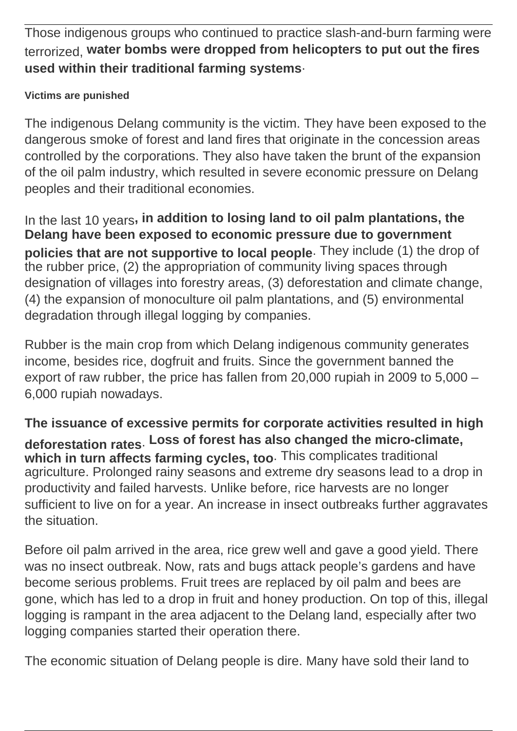Those indigenous groups who continued to practice slash-and-burn farming were terrorized, **water bombs were dropped from helicopters to put out the fires used within their traditional farming systems**.

**Victims are punished**

The indigenous Delang community is the victim. They have been exposed to the dangerous smoke of forest and land fires that originate in the concession areas controlled by the corporations. They also have taken the brunt of the expansion of the oil palm industry, which resulted in severe economic pressure on Delang peoples and their traditional economies.

In the last 10 years**, in addition to losing land to oil palm plantations, the Delang have been exposed to economic pressure due to government policies that are not supportive to local people**. They include (1) the drop of the rubber price, (2) the appropriation of community living spaces through designation of villages into forestry areas, (3) deforestation and climate change, (4) the expansion of monoculture oil palm plantations, and (5) environmental degradation through illegal logging by companies.

Rubber is the main crop from which Delang indigenous community generates income, besides rice, dogfruit and fruits. Since the government banned the export of raw rubber, the price has fallen from 20,000 rupiah in 2009 to 5,000 – 6,000 rupiah nowadays.

**The issuance of excessive permits for corporate activities resulted in high deforestation rates**. **Loss of forest has also changed the micro-climate, which in turn affects farming cycles, too**. This complicates traditional agriculture. Prolonged rainy seasons and extreme dry seasons lead to a drop in productivity and failed harvests. Unlike before, rice harvests are no longer sufficient to live on for a year. An increase in insect outbreaks further aggravates the situation.

Before oil palm arrived in the area, rice grew well and gave a good yield. There was no insect outbreak. Now, rats and bugs attack people's gardens and have become serious problems. Fruit trees are replaced by oil palm and bees are gone, which has led to a drop in fruit and honey production. On top of this, illegal logging is rampant in the area adjacent to the Delang land, especially after two logging companies started their operation there.

The economic situation of Delang people is dire. Many have sold their land to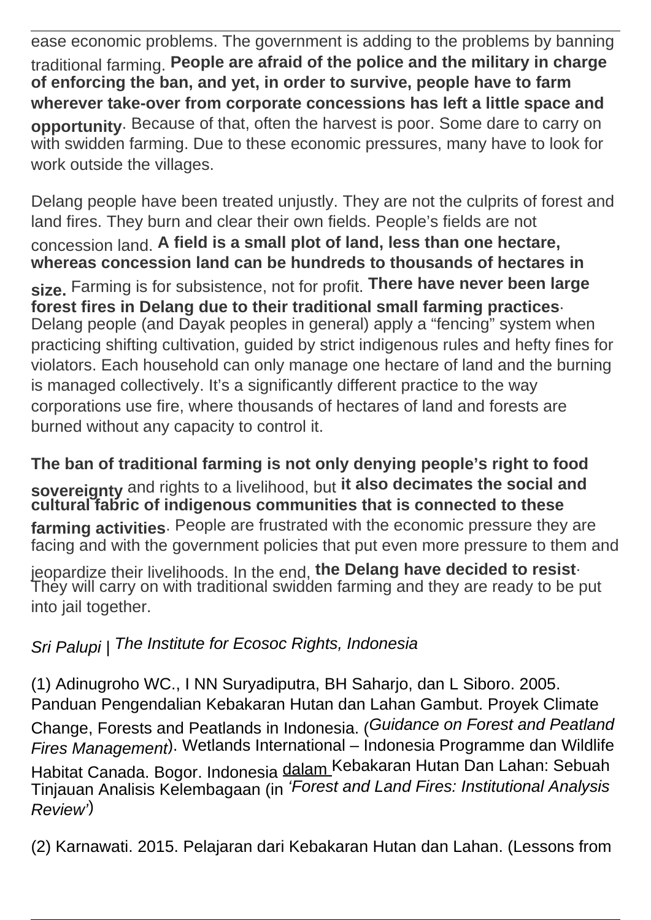ease economic problems. The government is adding to the problems by banning traditional farming. **People are afraid of the police and the military in charge of enforcing the ban, and yet, in order to survive, people have to farm wherever take-over from corporate concessions has left a little space and opportunity**. Because of that, often the harvest is poor. Some dare to carry on with swidden farming. Due to these economic pressures, many have to look for work outside the villages.

Delang people have been treated unjustly. They are not the culprits of forest and land fires. They burn and clear their own fields. People's fields are not concession land. **A field is a small plot of land, less than one hectare, whereas concession land can be hundreds to thousands of hectares in size.** Farming is for subsistence, not for profit. **There have never been large forest fires in Delang due to their traditional small farming practices**. Delang people (and Dayak peoples in general) apply a "fencing" system when practicing shifting cultivation, guided by strict indigenous rules and hefty fines for violators. Each household can only manage one hectare of land and the burning is managed collectively. It's a significantly different practice to the way corporations use fire, where thousands of hectares of land and forests are burned without any capacity to control it.

**The ban of traditional farming is not only denying people's right to food sovereignty** and rights to a livelihood, but **it also decimates the social and cultural fabric of indigenous communities that is connected to these farming activities**. People are frustrated with the economic pressure they are facing and with the government policies that put even more pressure to them and jeopardize their livelihoods. In the end, **the Delang have decided to resist**. They will carry on with traditional swidden farming and they are ready to be put into jail together.

*Sri Palupi | The Institute for Ecosoc Rights, Indonesia*

(1) Adinugroho WC., I NN Suryadiputra, BH Saharjo, dan L Siboro. 2005. Panduan Pengendalian Kebakaran Hutan dan Lahan Gambut. Proyek Climate Change, Forests and Peatlands in Indonesia. (*Guidance on Forest and Peatland Fires Management*). Wetlands International – Indonesia Programme dan Wildlife Habitat Canada. Bogor. Indonesia dalam Kebakaran Hutan Dan Lahan: Sebuah Tinjauan Analisis Kelembagaan (in *'Forest and Land Fires: Institutional Analysis Review'*)

(2) Karnawati. 2015. Pelajaran dari Kebakaran Hutan dan Lahan. (Lessons from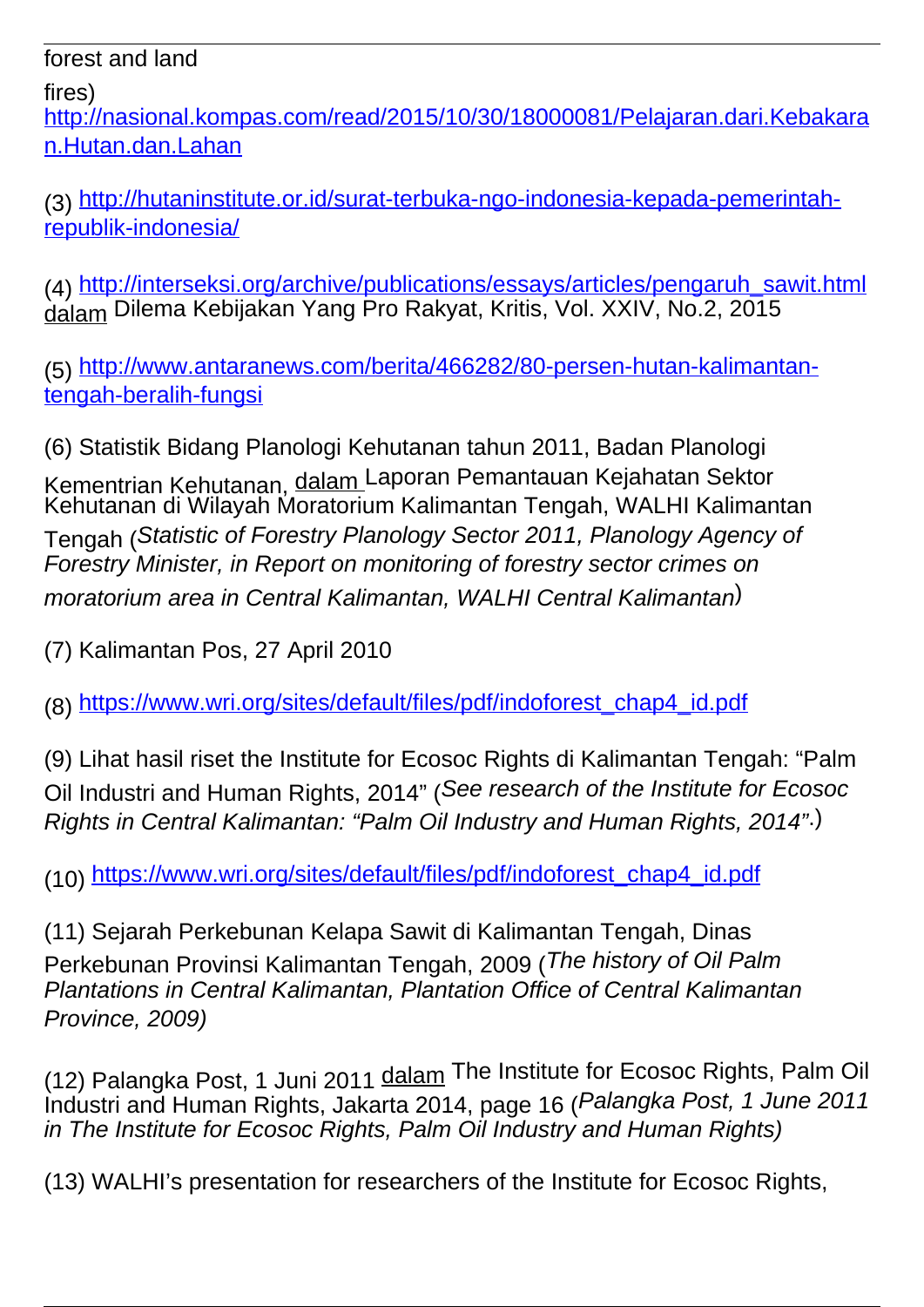forest and land fires)
http://nasional.kompas.com/read/2015/10/30/18000081/Pelajaran.dari.Kebakaran.Hutan.dan.Lahan

(3) http://hutaninstitute.or.id/surat-terbuka-ngo-indonesia-kepada-pemerintah-republik-indonesia/

(4) http://interseksi.org/archive/publications/essays/articles/pengaruh_sawit.html dalam Dilema Kebijakan Yang Pro Rakyat, Kritis, Vol. XXIV, No.2, 2015

(5) http://www.antaranews.com/berita/466282/80-persen-hutan-kalimantan-tengah-beralih-fungsi

(6) Statistik Bidang Planologi Kehutanan tahun 2011, Badan Planologi Kementrian Kehutanan, dalam Laporan Pemantauan Kejahatan Sektor Kehutanan di Wilayah Moratorium Kalimantan Tengah, WALHI Kalimantan Tengah (*Statistic of Forestry Planology Sector 2011, Planology Agency of Forestry Minister, in Report on monitoring of forestry sector crimes on moratorium area in Central Kalimantan, WALHI Central Kalimantan*)

(7) Kalimantan Pos, 27 April 2010

(8) https://www.wri.org/sites/default/files/pdf/indoforest_chap4_id.pdf

(9) Lihat hasil riset the Institute for Ecosoc Rights di Kalimantan Tengah: “Palm Oil Industri and Human Rights, 2014” (*See research of the Institute for Ecosoc Rights in Central Kalimantan: “Palm Oil Industry and Human Rights, 2014”.*)

(10) https://www.wri.org/sites/default/files/pdf/indoforest_chap4_id.pdf

(11) Sejarah Perkebunan Kelapa Sawit di Kalimantan Tengah, Dinas Perkebunan Provinsi Kalimantan Tengah, 2009 (*The history of Oil Palm Plantations in Central Kalimantan, Plantation Office of Central Kalimantan Province, 2009)*

(12) Palangka Post, 1 Juni 2011 dalam The Institute for Ecosoc Rights, Palm Oil Industri and Human Rights, Jakarta 2014, page 16 (*Palangka Post, 1 June 2011 in The Institute for Ecosoc Rights, Palm Oil Industry and Human Rights)*

(13) WALHI’s presentation for researchers of the Institute for Ecosoc Rights,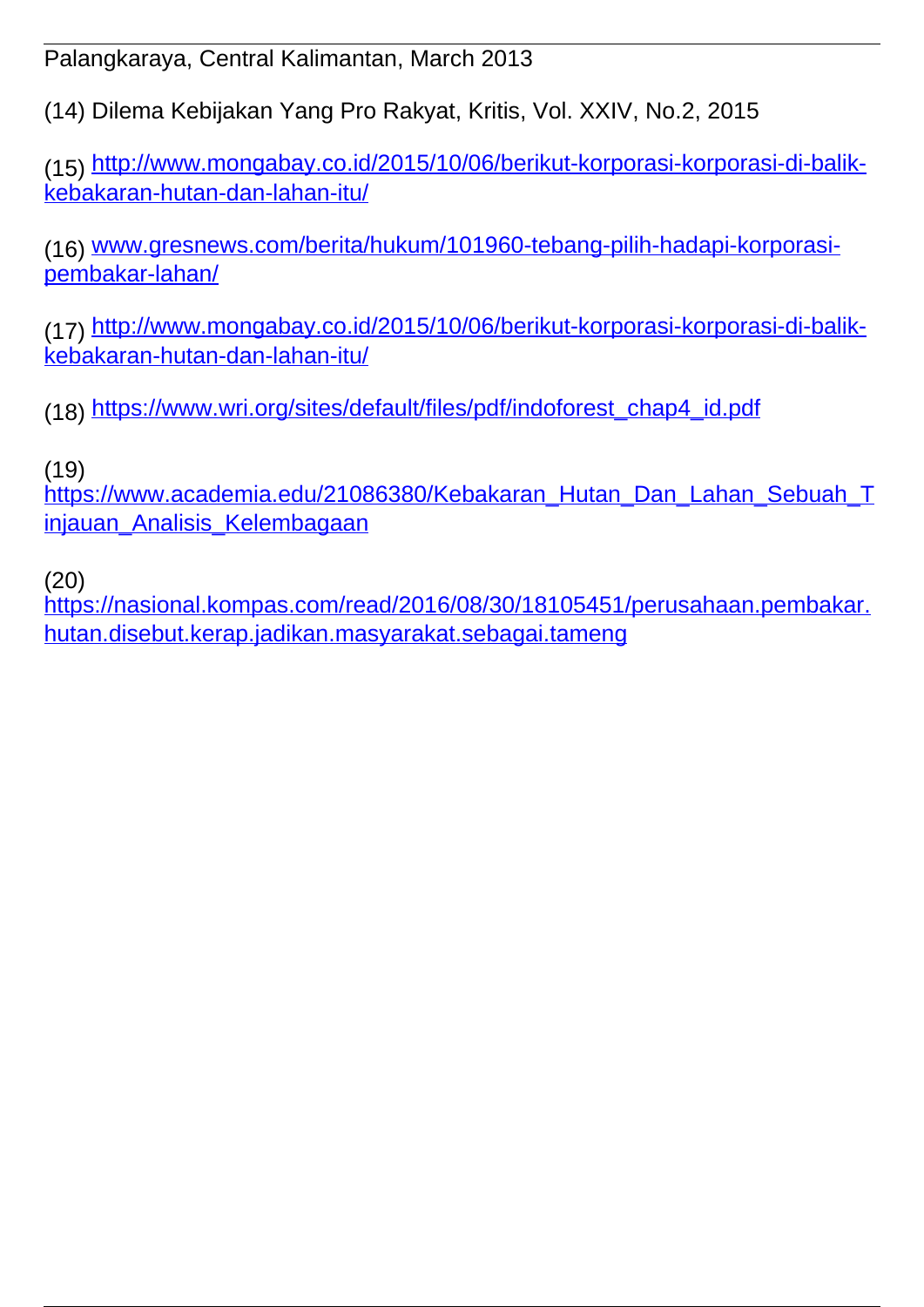Palangkaraya, Central Kalimantan, March 2013

(14) Dilema Kebijakan Yang Pro Rakyat, Kritis, Vol. XXIV, No.2, 2015

(15) http://www.mongabay.co.id/2015/10/06/berikut-korporasi-korporasi-di-balik-kebakaran-hutan-dan-lahan-itu/

(16) www.gresnews.com/berita/hukum/101960-tebang-pilih-hadapi-korporasi-pembakar-lahan/

(17) http://www.mongabay.co.id/2015/10/06/berikut-korporasi-korporasi-di-balik-kebakaran-hutan-dan-lahan-itu/

(18) https://www.wri.org/sites/default/files/pdf/indoforest_chap4_id.pdf

(19) https://www.academia.edu/21086380/Kebakaran_Hutan_Dan_Lahan_Sebuah_Tinjauan_Analisis_Kelembagaan

(20) https://nasional.kompas.com/read/2016/08/30/18105451/perusahaan.pembakar.hutan.disebut.kerap.jadikan.masyarakat.sebagai.tameng